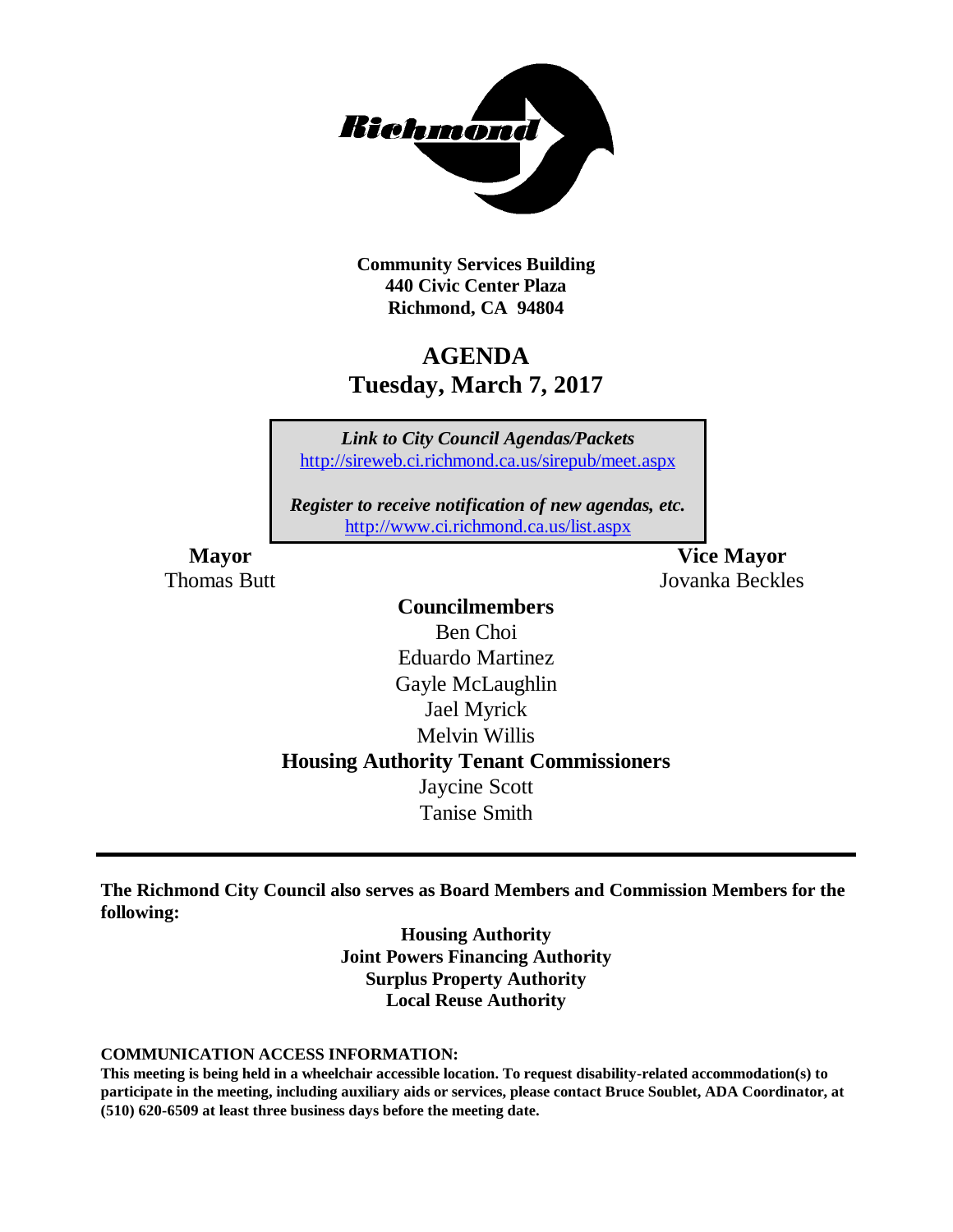**Community Services Building**
**440 Civic Center Plaza**
**Richmond, CA 94804**

# AGENDA
## Tuesday, March 7, 2017

*Link to City Council Agendas/Packets*
http://sireweb.ci.richmond.ca.us/sirepub/meet.aspx

*Register to receive notification of new agendas, etc.*
http://www.ci.richmond.ca.us/list.aspx

**Mayor**
Thomas Butt

**Vice Mayor**
Jovanka Beckles

**Councilmembers**
Ben Choi
Eduardo Martinez
Gayle McLaughlin
Jael Myrick
Melvin Willis

**Housing Authority Tenant Commissioners**
Jaycine Scott
Tanise Smith

---

**The Richmond City Council also serves as Board Members and Commission Members for the following:**

**Housing Authority**
**Joint Powers Financing Authority**
**Surplus Property Authority**
**Local Reuse Authority**

**COMMUNICATION ACCESS INFORMATION:**
**This meeting is being held in a wheelchair accessible location. To request disability-related accommodation(s) to participate in the meeting, including auxiliary aids or services, please contact Bruce Soublet, ADA Coordinator, at (510) 620-6509 at least three business days before the meeting date.**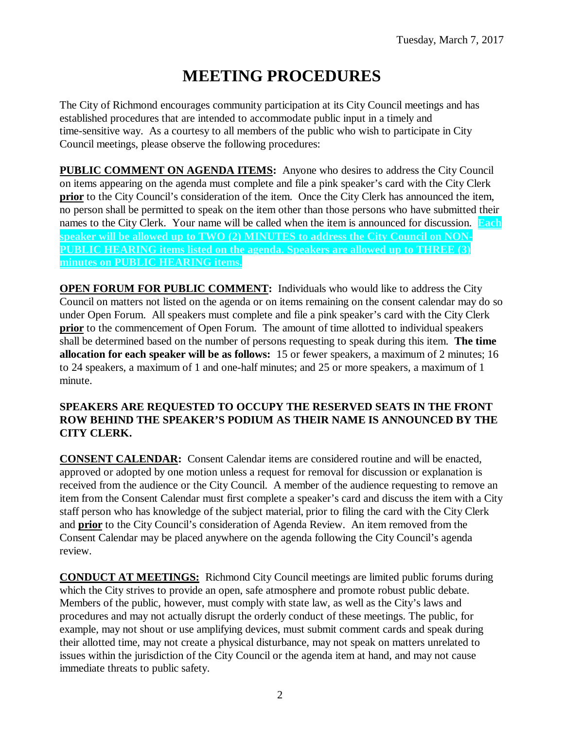Tuesday, March 7, 2017

# MEETING PROCEDURES

The City of Richmond encourages community participation at its City Council meetings and has established procedures that are intended to accommodate public input in a timely and time-sensitive way. As a courtesy to all members of the public who wish to participate in City Council meetings, please observe the following procedures:

**PUBLIC COMMENT ON AGENDA ITEMS:** Anyone who desires to address the City Council on items appearing on the agenda must complete and file a pink speaker's card with the City Clerk **prior** to the City Council's consideration of the item. Once the City Clerk has announced the item, no person shall be permitted to speak on the item other than those persons who have submitted their names to the City Clerk. Your name will be called when the item is announced for discussion. **Each speaker will be allowed up to TWO (2) MINUTES to address the City Council on NON-PUBLIC HEARING items listed on the agenda. Speakers are allowed up to THREE (3) minutes on PUBLIC HEARING items.**

**OPEN FORUM FOR PUBLIC COMMENT:** Individuals who would like to address the City Council on matters not listed on the agenda or on items remaining on the consent calendar may do so under Open Forum. All speakers must complete and file a pink speaker's card with the City Clerk **prior** to the commencement of Open Forum. The amount of time allotted to individual speakers shall be determined based on the number of persons requesting to speak during this item. **The time allocation for each speaker will be as follows:** 15 or fewer speakers, a maximum of 2 minutes; 16 to 24 speakers, a maximum of 1 and one-half minutes; and 25 or more speakers, a maximum of 1 minute.

**SPEAKERS ARE REQUESTED TO OCCUPY THE RESERVED SEATS IN THE FRONT ROW BEHIND THE SPEAKER'S PODIUM AS THEIR NAME IS ANNOUNCED BY THE CITY CLERK.**

**CONSENT CALENDAR:** Consent Calendar items are considered routine and will be enacted, approved or adopted by one motion unless a request for removal for discussion or explanation is received from the audience or the City Council. A member of the audience requesting to remove an item from the Consent Calendar must first complete a speaker's card and discuss the item with a City staff person who has knowledge of the subject material, prior to filing the card with the City Clerk and **prior** to the City Council's consideration of Agenda Review. An item removed from the Consent Calendar may be placed anywhere on the agenda following the City Council's agenda review.

**CONDUCT AT MEETINGS:** Richmond City Council meetings are limited public forums during which the City strives to provide an open, safe atmosphere and promote robust public debate. Members of the public, however, must comply with state law, as well as the City's laws and procedures and may not actually disrupt the orderly conduct of these meetings. The public, for example, may not shout or use amplifying devices, must submit comment cards and speak during their allotted time, may not create a physical disturbance, may not speak on matters unrelated to issues within the jurisdiction of the City Council or the agenda item at hand, and may not cause immediate threats to public safety.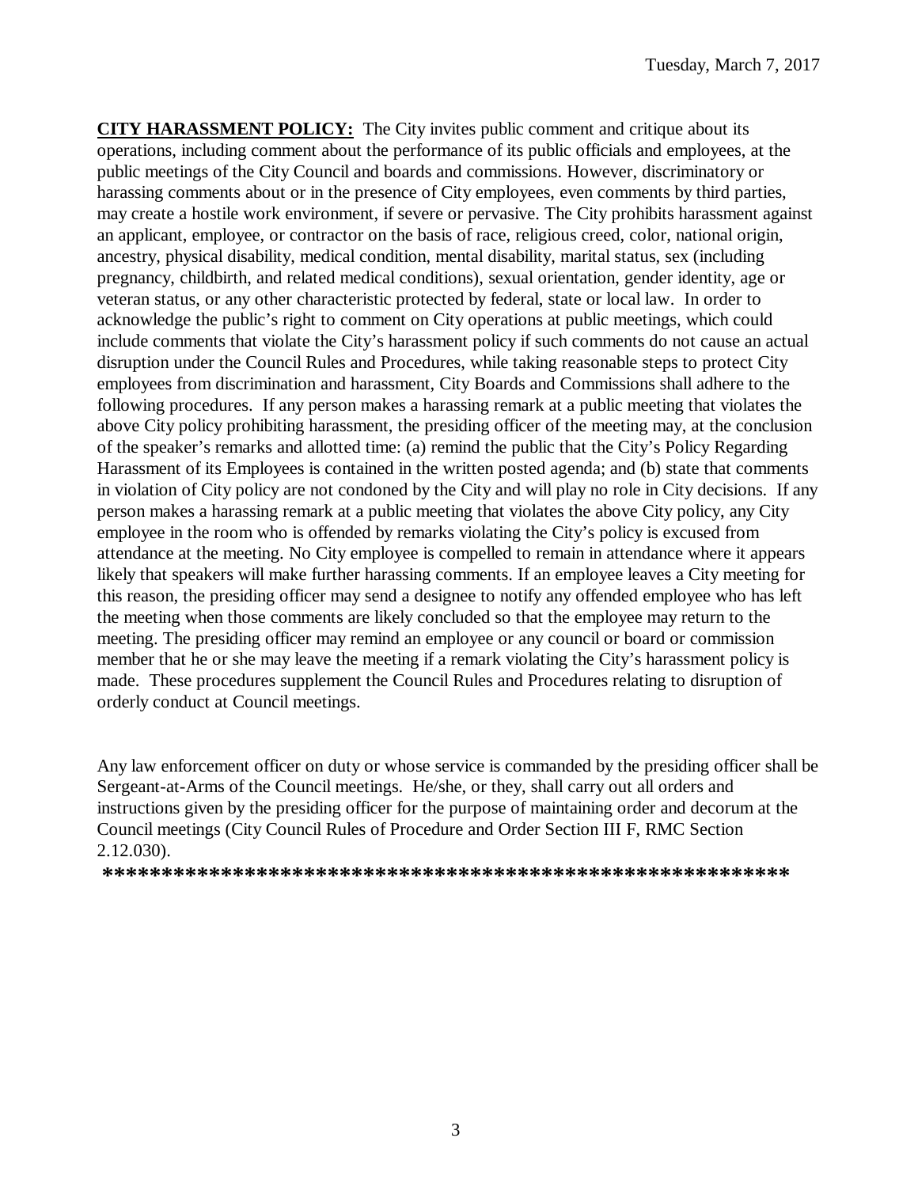**CITY HARASSMENT POLICY:** The City invites public comment and critique about its operations, including comment about the performance of its public officials and employees, at the public meetings of the City Council and boards and commissions. However, discriminatory or harassing comments about or in the presence of City employees, even comments by third parties, may create a hostile work environment, if severe or pervasive. The City prohibits harassment against an applicant, employee, or contractor on the basis of race, religious creed, color, national origin, ancestry, physical disability, medical condition, mental disability, marital status, sex (including pregnancy, childbirth, and related medical conditions), sexual orientation, gender identity, age or veteran status, or any other characteristic protected by federal, state or local law. In order to acknowledge the public's right to comment on City operations at public meetings, which could include comments that violate the City's harassment policy if such comments do not cause an actual disruption under the Council Rules and Procedures, while taking reasonable steps to protect City employees from discrimination and harassment, City Boards and Commissions shall adhere to the following procedures. If any person makes a harassing remark at a public meeting that violates the above City policy prohibiting harassment, the presiding officer of the meeting may, at the conclusion of the speaker's remarks and allotted time: (a) remind the public that the City's Policy Regarding Harassment of its Employees is contained in the written posted agenda; and (b) state that comments in violation of City policy are not condoned by the City and will play no role in City decisions. If any person makes a harassing remark at a public meeting that violates the above City policy, any City employee in the room who is offended by remarks violating the City's policy is excused from attendance at the meeting. No City employee is compelled to remain in attendance where it appears likely that speakers will make further harassing comments. If an employee leaves a City meeting for this reason, the presiding officer may send a designee to notify any offended employee who has left the meeting when those comments are likely concluded so that the employee may return to the meeting. The presiding officer may remind an employee or any council or board or commission member that he or she may leave the meeting if a remark violating the City's harassment policy is made. These procedures supplement the Council Rules and Procedures relating to disruption of orderly conduct at Council meetings.

Any law enforcement officer on duty or whose service is commanded by the presiding officer shall be Sergeant-at-Arms of the Council meetings. He/she, or they, shall carry out all orders and instructions given by the presiding officer for the purpose of maintaining order and decorum at the Council meetings (City Council Rules of Procedure and Order Section III F, RMC Section 2.12.030).

**\*\*\*\*\*\*\*\*\*\*\*\*\*\*\*\*\*\*\*\*\*\*\*\*\*\*\*\*\*\*\*\*\*\*\*\*\*\*\*\*\*\*\*\*\*\*\*\*\*\*\*\*\*\*\*\*\*\*\*\***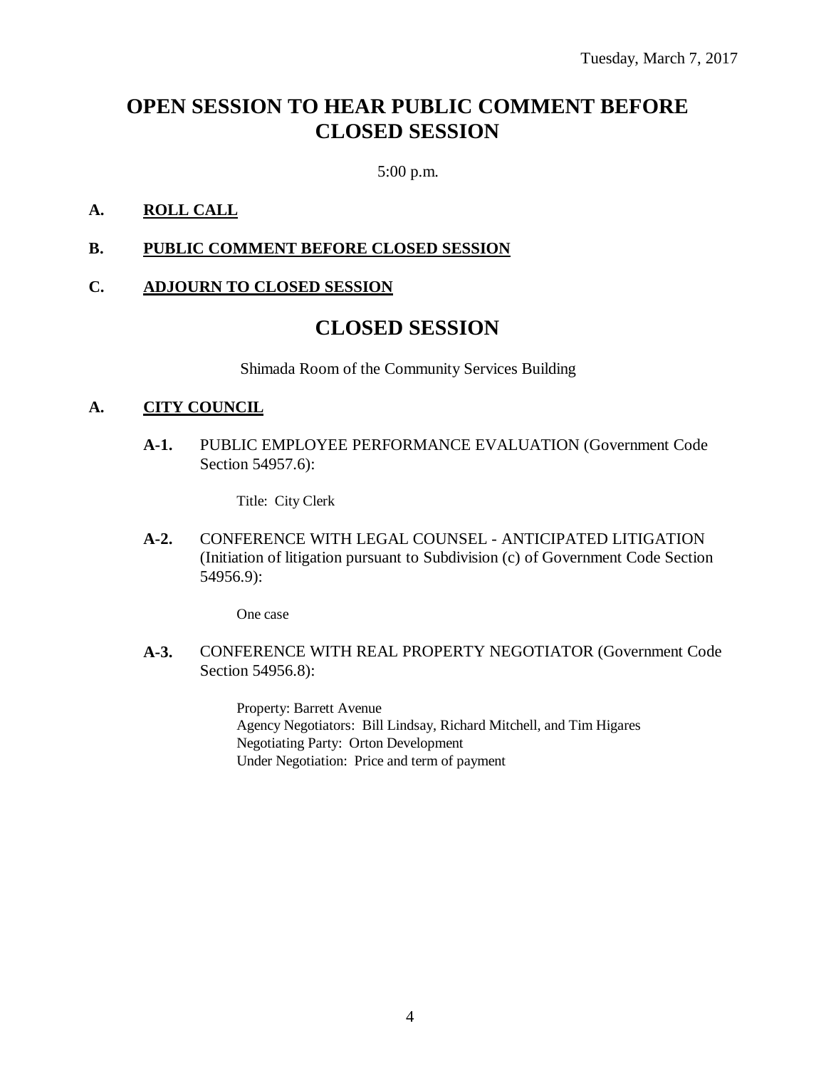Tuesday, March 7, 2017

# OPEN SESSION TO HEAR PUBLIC COMMENT BEFORE CLOSED SESSION

5:00 p.m.

**A. ROLL CALL**

**B. PUBLIC COMMENT BEFORE CLOSED SESSION**

**C. ADJOURN TO CLOSED SESSION**

# CLOSED SESSION

Shimada Room of the Community Services Building

**A. CITY COUNCIL**

**A-1.** PUBLIC EMPLOYEE PERFORMANCE EVALUATION (Government Code Section 54957.6):

Title: City Clerk

**A-2.** CONFERENCE WITH LEGAL COUNSEL - ANTICIPATED LITIGATION (Initiation of litigation pursuant to Subdivision (c) of Government Code Section 54956.9):

One case

**A-3.** CONFERENCE WITH REAL PROPERTY NEGOTIATOR (Government Code Section 54956.8):

Property: Barrett Avenue
Agency Negotiators: Bill Lindsay, Richard Mitchell, and Tim Higares
Negotiating Party: Orton Development
Under Negotiation: Price and term of payment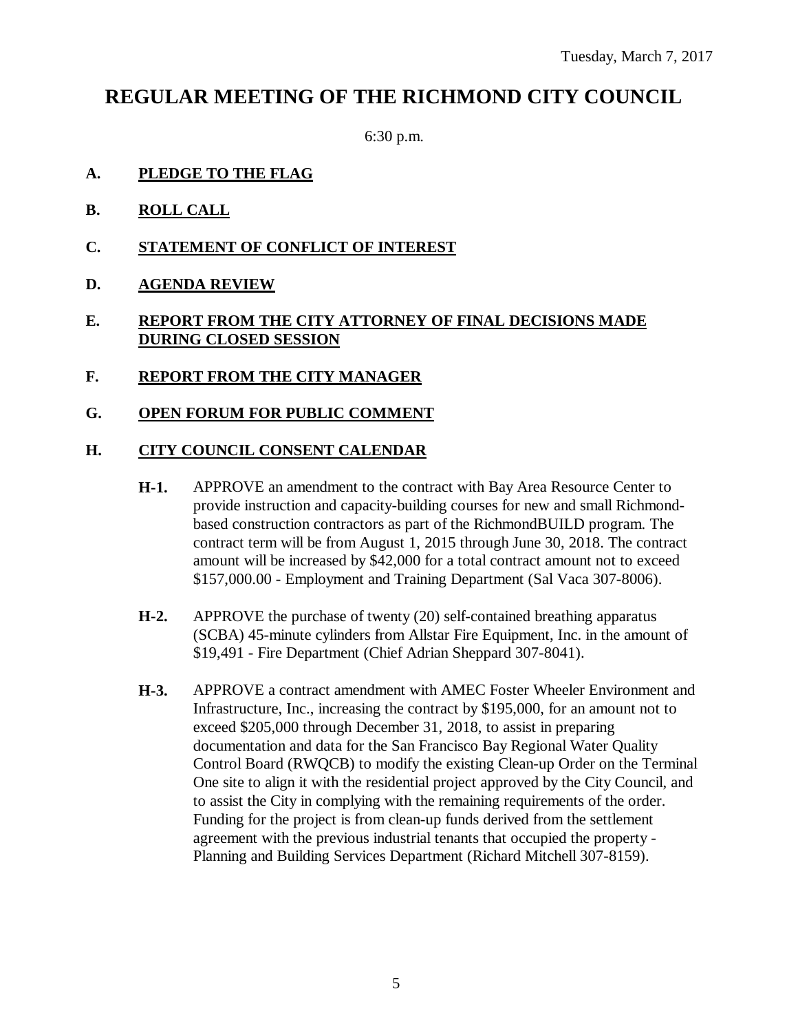Tuesday, March 7, 2017

# REGULAR MEETING OF THE RICHMOND CITY COUNCIL

6:30 p.m.

**A. PLEDGE TO THE FLAG**

**B. ROLL CALL**

**C. STATEMENT OF CONFLICT OF INTEREST**

**D. AGENDA REVIEW**

**E. REPORT FROM THE CITY ATTORNEY OF FINAL DECISIONS MADE DURING CLOSED SESSION**

**F. REPORT FROM THE CITY MANAGER**

**G. OPEN FORUM FOR PUBLIC COMMENT**

**H. CITY COUNCIL CONSENT CALENDAR**

**H-1.** APPROVE an amendment to the contract with Bay Area Resource Center to provide instruction and capacity-building courses for new and small Richmond-based construction contractors as part of the RichmondBUILD program. The contract term will be from August 1, 2015 through June 30, 2018. The contract amount will be increased by $42,000 for a total contract amount not to exceed $157,000.00 - Employment and Training Department (Sal Vaca 307-8006).

**H-2.** APPROVE the purchase of twenty (20) self-contained breathing apparatus (SCBA) 45-minute cylinders from Allstar Fire Equipment, Inc. in the amount of $19,491 - Fire Department (Chief Adrian Sheppard 307-8041).

**H-3.** APPROVE a contract amendment with AMEC Foster Wheeler Environment and Infrastructure, Inc., increasing the contract by $195,000, for an amount not to exceed $205,000 through December 31, 2018, to assist in preparing documentation and data for the San Francisco Bay Regional Water Quality Control Board (RWQCB) to modify the existing Clean-up Order on the Terminal One site to align it with the residential project approved by the City Council, and to assist the City in complying with the remaining requirements of the order. Funding for the project is from clean-up funds derived from the settlement agreement with the previous industrial tenants that occupied the property - Planning and Building Services Department (Richard Mitchell 307-8159).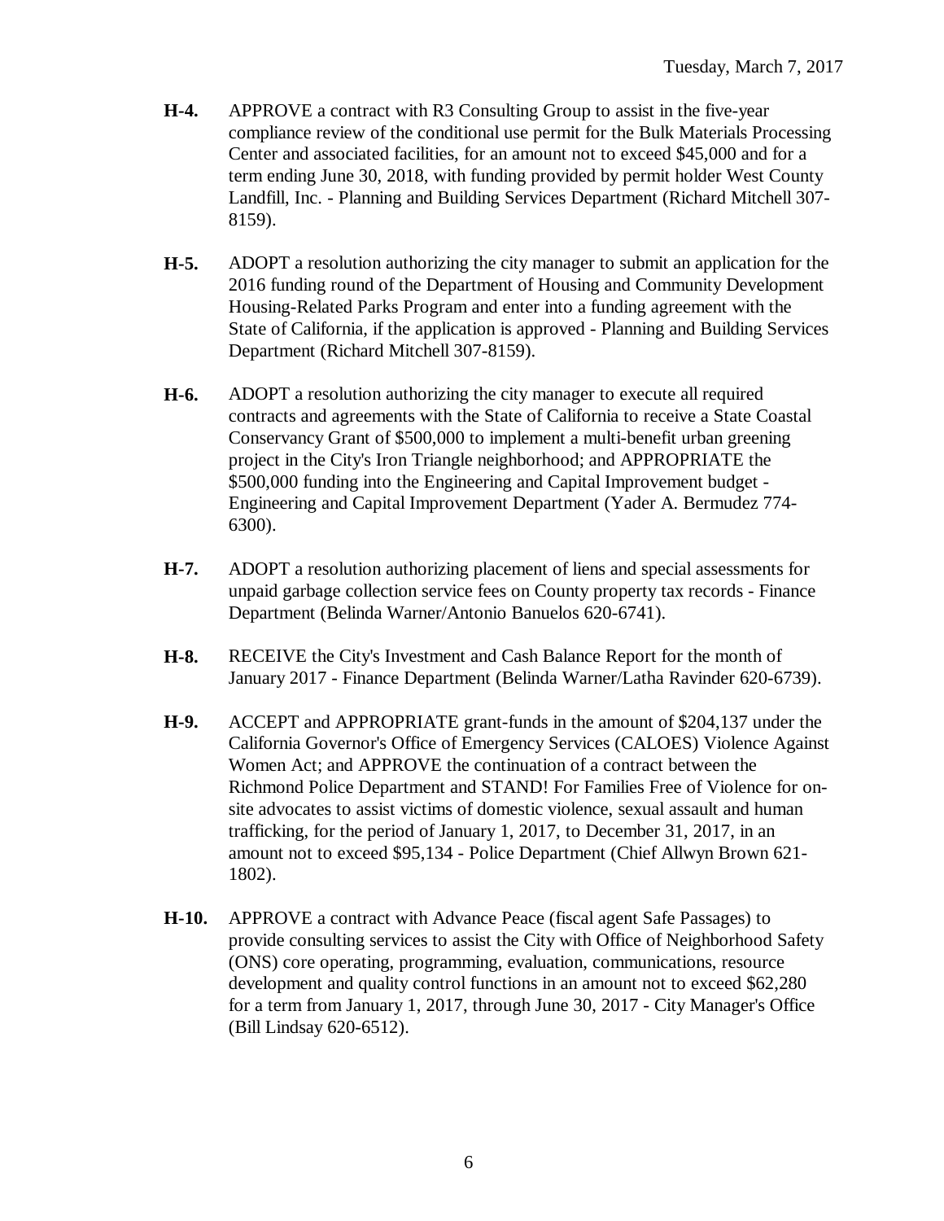**H-4.** APPROVE a contract with R3 Consulting Group to assist in the five-year compliance review of the conditional use permit for the Bulk Materials Processing Center and associated facilities, for an amount not to exceed $45,000 and for a term ending June 30, 2018, with funding provided by permit holder West County Landfill, Inc. - Planning and Building Services Department (Richard Mitchell 307-8159).

**H-5.** ADOPT a resolution authorizing the city manager to submit an application for the 2016 funding round of the Department of Housing and Community Development Housing-Related Parks Program and enter into a funding agreement with the State of California, if the application is approved - Planning and Building Services Department (Richard Mitchell 307-8159).

**H-6.** ADOPT a resolution authorizing the city manager to execute all required contracts and agreements with the State of California to receive a State Coastal Conservancy Grant of $500,000 to implement a multi-benefit urban greening project in the City's Iron Triangle neighborhood; and APPROPRIATE the $500,000 funding into the Engineering and Capital Improvement budget - Engineering and Capital Improvement Department (Yader A. Bermudez 774-6300).

**H-7.** ADOPT a resolution authorizing placement of liens and special assessments for unpaid garbage collection service fees on County property tax records - Finance Department (Belinda Warner/Antonio Banuelos 620-6741).

**H-8.** RECEIVE the City's Investment and Cash Balance Report for the month of January 2017 - Finance Department (Belinda Warner/Latha Ravinder 620-6739).

**H-9.** ACCEPT and APPROPRIATE grant-funds in the amount of $204,137 under the California Governor's Office of Emergency Services (CALOES) Violence Against Women Act; and APPROVE the continuation of a contract between the Richmond Police Department and STAND! For Families Free of Violence for on-site advocates to assist victims of domestic violence, sexual assault and human trafficking, for the period of January 1, 2017, to December 31, 2017, in an amount not to exceed $95,134 - Police Department (Chief Allwyn Brown 621-1802).

**H-10.** APPROVE a contract with Advance Peace (fiscal agent Safe Passages) to provide consulting services to assist the City with Office of Neighborhood Safety (ONS) core operating, programming, evaluation, communications, resource development and quality control functions in an amount not to exceed $62,280 for a term from January 1, 2017, through June 30, 2017 - City Manager's Office (Bill Lindsay 620-6512).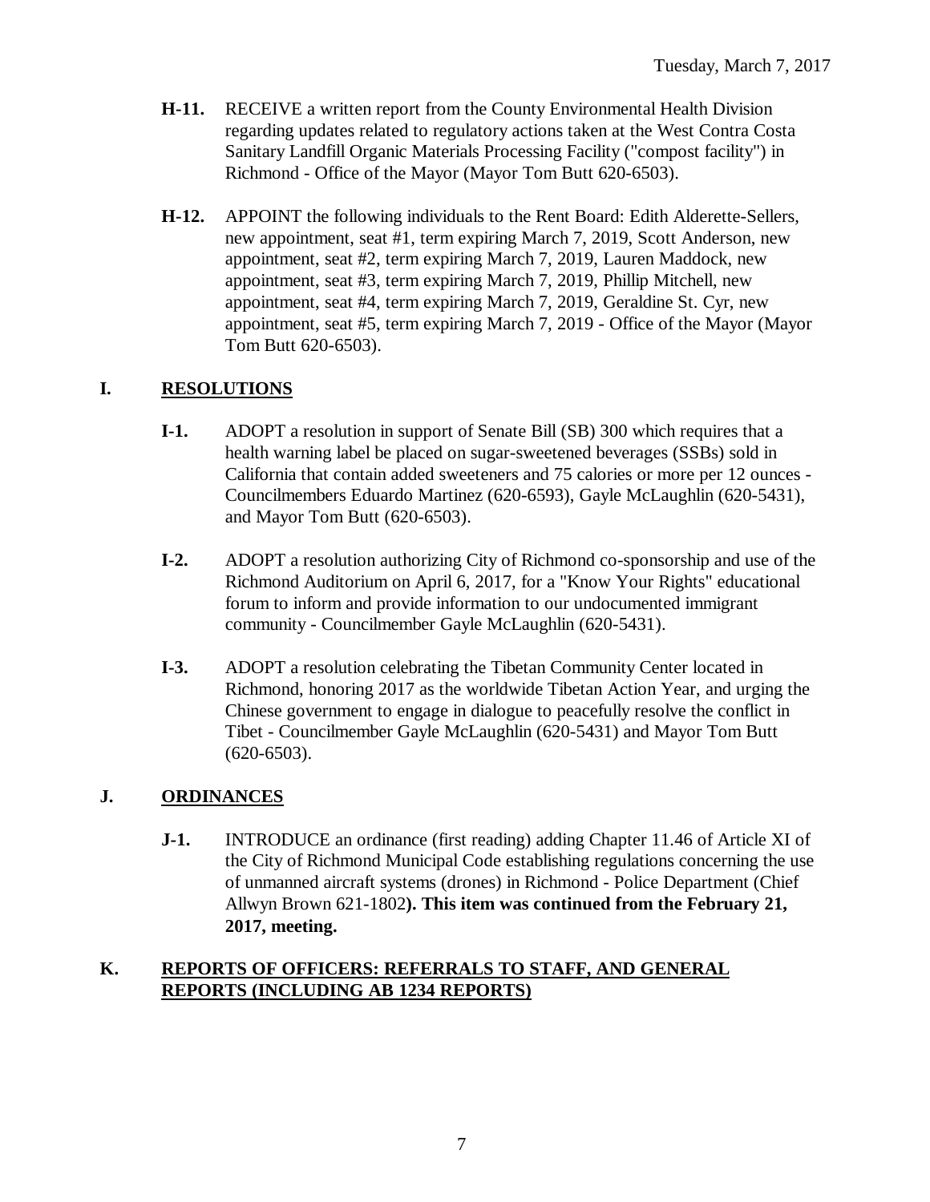**H-11.** RECEIVE a written report from the County Environmental Health Division regarding updates related to regulatory actions taken at the West Contra Costa Sanitary Landfill Organic Materials Processing Facility ("compost facility") in Richmond - Office of the Mayor (Mayor Tom Butt 620-6503).

**H-12.** APPOINT the following individuals to the Rent Board: Edith Alderette-Sellers, new appointment, seat #1, term expiring March 7, 2019, Scott Anderson, new appointment, seat #2, term expiring March 7, 2019, Lauren Maddock, new appointment, seat #3, term expiring March 7, 2019, Phillip Mitchell, new appointment, seat #4, term expiring March 7, 2019, Geraldine St. Cyr, new appointment, seat #5, term expiring March 7, 2019 - Office of the Mayor (Mayor Tom Butt 620-6503).

## I. RESOLUTIONS

**I-1.** ADOPT a resolution in support of Senate Bill (SB) 300 which requires that a health warning label be placed on sugar-sweetened beverages (SSBs) sold in California that contain added sweeteners and 75 calories or more per 12 ounces - Councilmembers Eduardo Martinez (620-6593), Gayle McLaughlin (620-5431), and Mayor Tom Butt (620-6503).

**I-2.** ADOPT a resolution authorizing City of Richmond co-sponsorship and use of the Richmond Auditorium on April 6, 2017, for a "Know Your Rights" educational forum to inform and provide information to our undocumented immigrant community - Councilmember Gayle McLaughlin (620-5431).

**I-3.** ADOPT a resolution celebrating the Tibetan Community Center located in Richmond, honoring 2017 as the worldwide Tibetan Action Year, and urging the Chinese government to engage in dialogue to peacefully resolve the conflict in Tibet - Councilmember Gayle McLaughlin (620-5431) and Mayor Tom Butt (620-6503).

## J. ORDINANCES

**J-1.** INTRODUCE an ordinance (first reading) adding Chapter 11.46 of Article XI of the City of Richmond Municipal Code establishing regulations concerning the use of unmanned aircraft systems (drones) in Richmond - Police Department (Chief Allwyn Brown 621-1802**). This item was continued from the February 21, 2017, meeting.**

## K. REPORTS OF OFFICERS: REFERRALS TO STAFF, AND GENERAL REPORTS (INCLUDING AB 1234 REPORTS)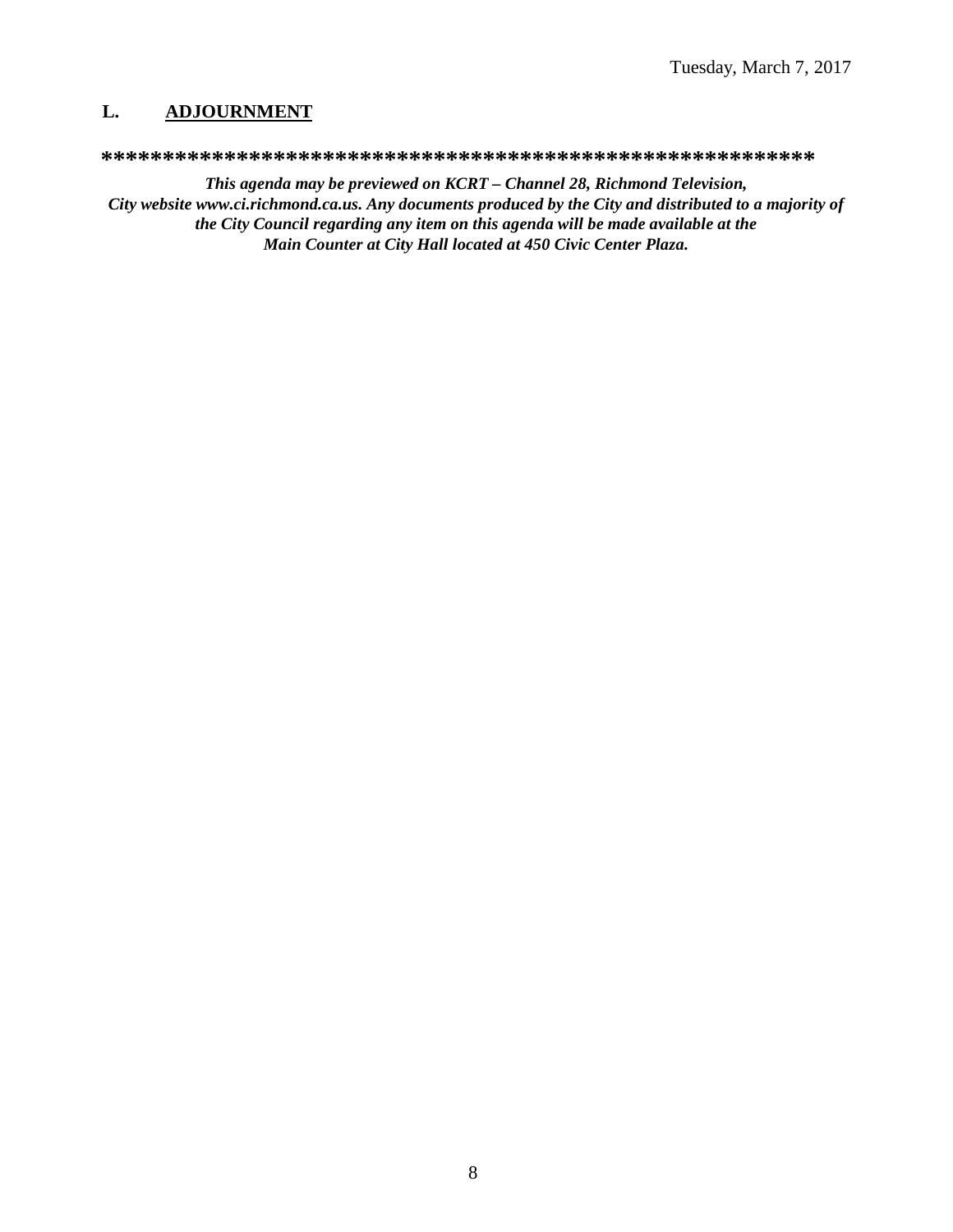## L. ADJOURNMENT

************************************************************

***This agenda may be previewed on KCRT – Channel 28, Richmond Television, City website www.ci.richmond.ca.us. Any documents produced by the City and distributed to a majority of the City Council regarding any item on this agenda will be made available at the Main Counter at City Hall located at 450 Civic Center Plaza.***